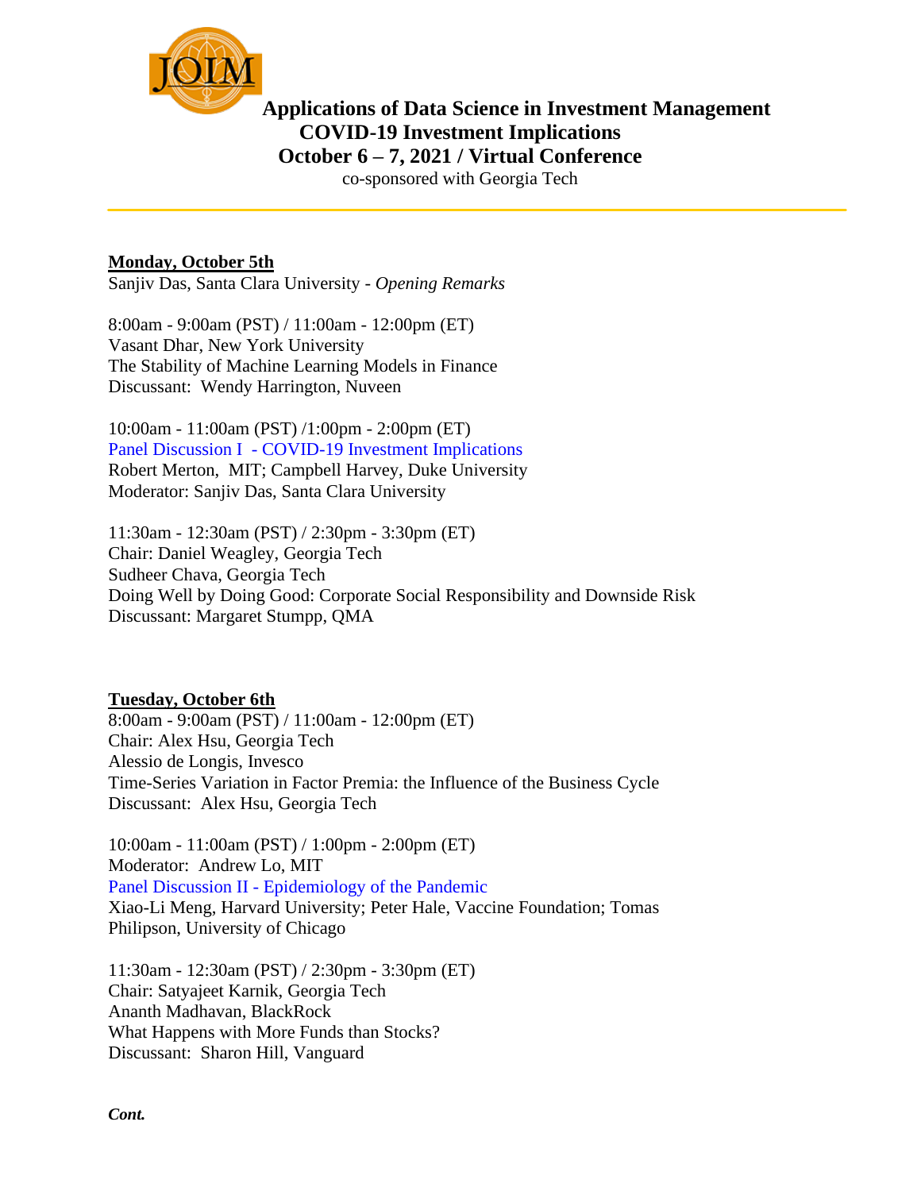# Applications of Data Science in Investment Management
## COVID-19 Investment Implications
## October 6 – 7, 2021 / Virtual Conference

co-sponsored with Georgia Tech

---

**Monday, October 5th**

Sanjiv Das, Santa Clara University - *Opening Remarks*

8:00am - 9:00am (PST) / 11:00am - 12:00pm (ET)
Vasant Dhar, New York University
The Stability of Machine Learning Models in Finance
Discussant: Wendy Harrington, Nuveen

10:00am - 11:00am (PST) /1:00pm - 2:00pm (ET)
Panel Discussion I - COVID-19 Investment Implications
Robert Merton, MIT; Campbell Harvey, Duke University
Moderator: Sanjiv Das, Santa Clara University

11:30am - 12:30am (PST) / 2:30pm - 3:30pm (ET)
Chair: Daniel Weagley, Georgia Tech
Sudheer Chava, Georgia Tech
Doing Well by Doing Good: Corporate Social Responsibility and Downside Risk
Discussant: Margaret Stumpp, QMA

**Tuesday, October 6th**

8:00am - 9:00am (PST) / 11:00am - 12:00pm (ET)
Chair: Alex Hsu, Georgia Tech
Alessio de Longis, Invesco
Time-Series Variation in Factor Premia: the Influence of the Business Cycle
Discussant: Alex Hsu, Georgia Tech

10:00am - 11:00am (PST) / 1:00pm - 2:00pm (ET)
Moderator: Andrew Lo, MIT
Panel Discussion II - Epidemiology of the Pandemic
Xiao-Li Meng, Harvard University; Peter Hale, Vaccine Foundation; Tomas Philipson, University of Chicago

11:30am - 12:30am (PST) / 2:30pm - 3:30pm (ET)
Chair: Satyajeet Karnik, Georgia Tech
Ananth Madhavan, BlackRock
What Happens with More Funds than Stocks?
Discussant: Sharon Hill, Vanguard

***Cont.***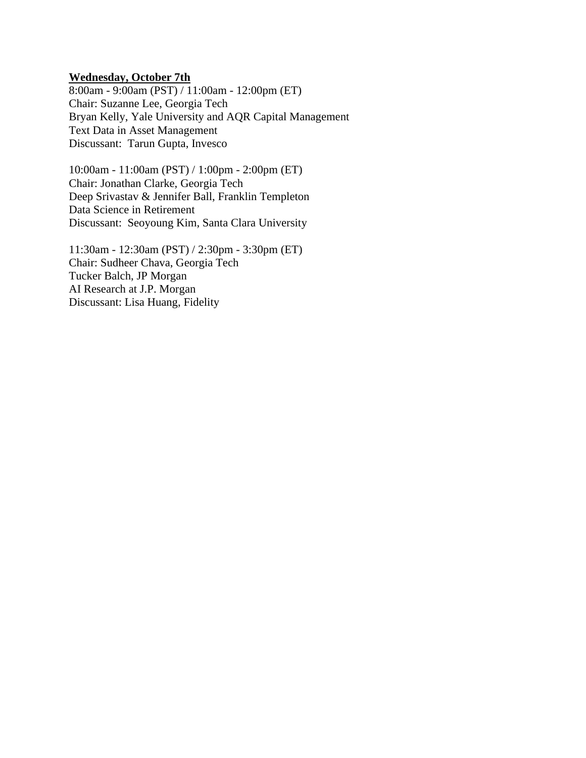**Wednesday, October 7th**

8:00am - 9:00am (PST) / 11:00am - 12:00pm (ET)
Chair: Suzanne Lee, Georgia Tech
Bryan Kelly, Yale University and AQR Capital Management
Text Data in Asset Management
Discussant: Tarun Gupta, Invesco

10:00am - 11:00am (PST) / 1:00pm - 2:00pm (ET)
Chair: Jonathan Clarke, Georgia Tech
Deep Srivastav & Jennifer Ball, Franklin Templeton
Data Science in Retirement
Discussant: Seoyoung Kim, Santa Clara University

11:30am - 12:30am (PST) / 2:30pm - 3:30pm (ET)
Chair: Sudheer Chava, Georgia Tech
Tucker Balch, JP Morgan
AI Research at J.P. Morgan
Discussant: Lisa Huang, Fidelity